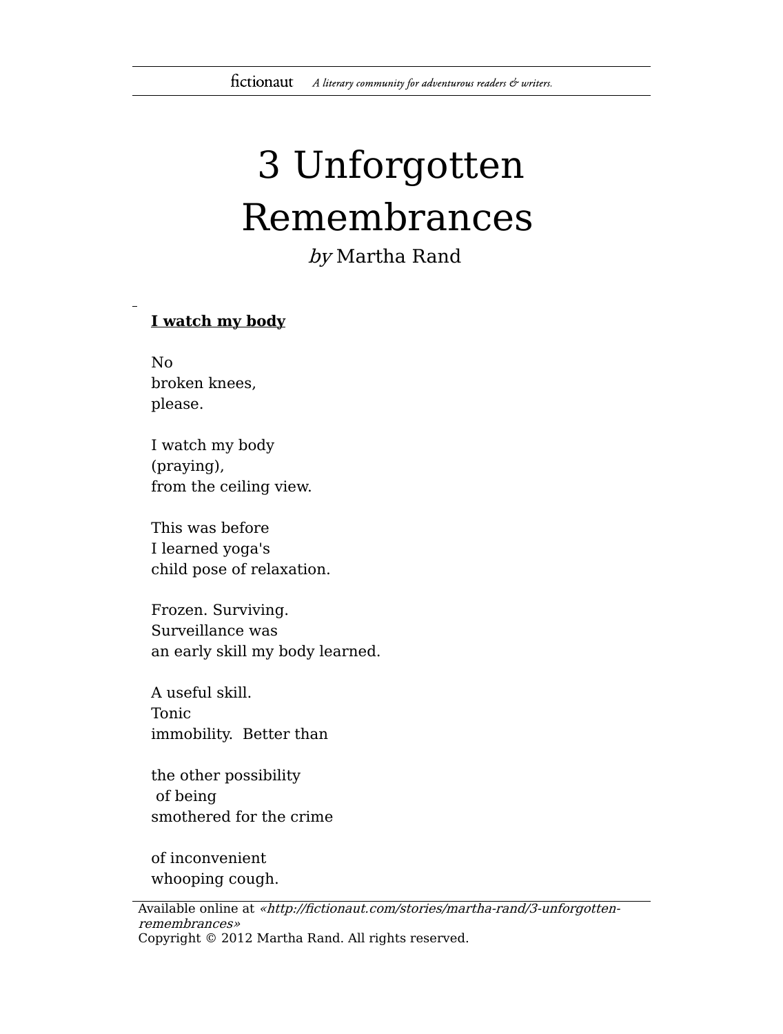# 3 Unforgotten Remembrances

*by* Martha Rand

**I watch my body**

No  
broken knees,  
please.

I watch my body  
(praying),  
from the ceiling view.

This was before  
I learned yoga's  
child pose of relaxation.

Frozen. Surviving.  
Surveillance was  
an early skill my body learned.

A useful skill.  
Tonic  
immobility.  Better than

the other possibility  
 of being  
smothered for the crime

of inconvenient  
whooping cough.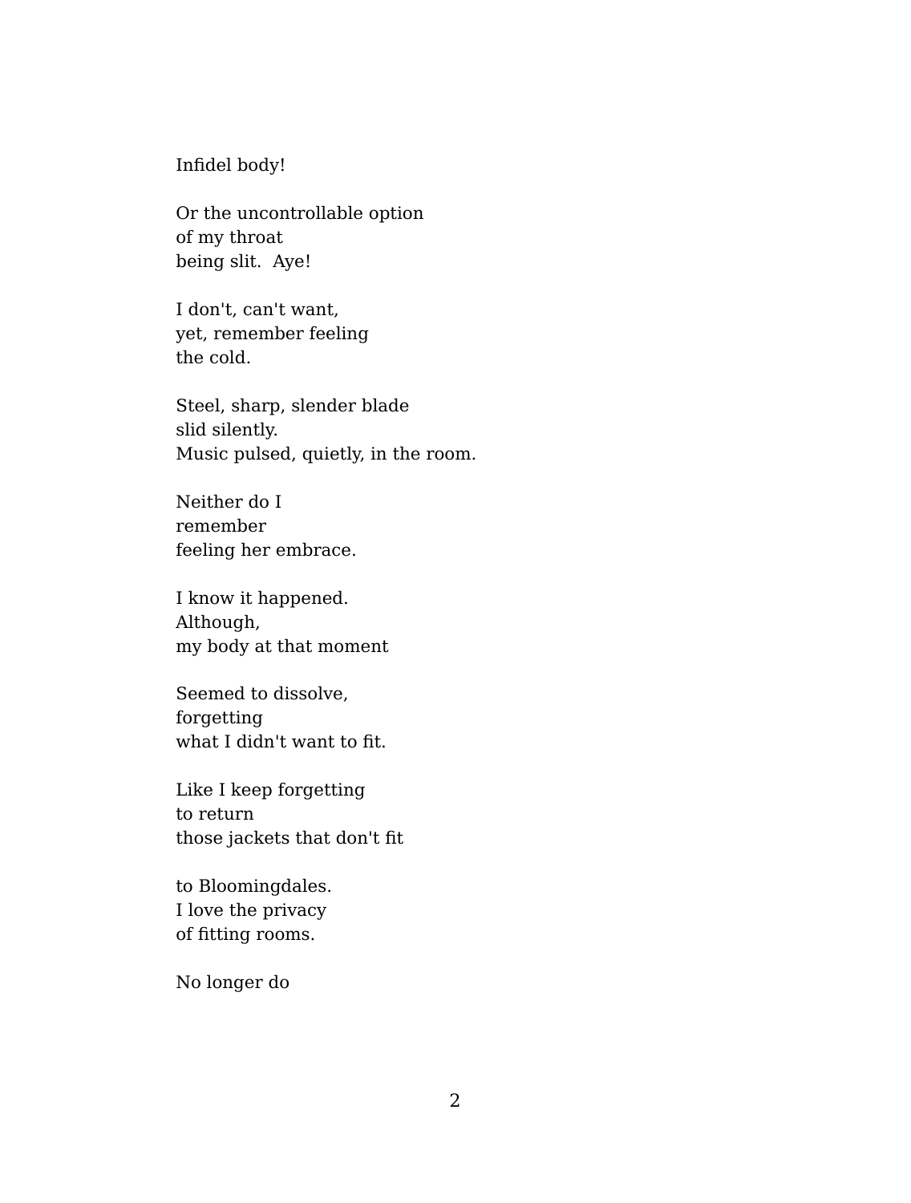Infidel body!

Or the uncontrollable option  
of my throat  
being slit.  Aye!

I don't, can't want,  
yet, remember feeling  
the cold.

Steel, sharp, slender blade  
slid silently.  
Music pulsed, quietly, in the room.

Neither do I  
remember  
feeling her embrace.

I know it happened.  
Although,  
my body at that moment

Seemed to dissolve,  
forgetting  
what I didn't want to fit.

Like I keep forgetting  
to return  
those jackets that don't fit

to Bloomingdales.  
I love the privacy  
of fitting rooms.

No longer do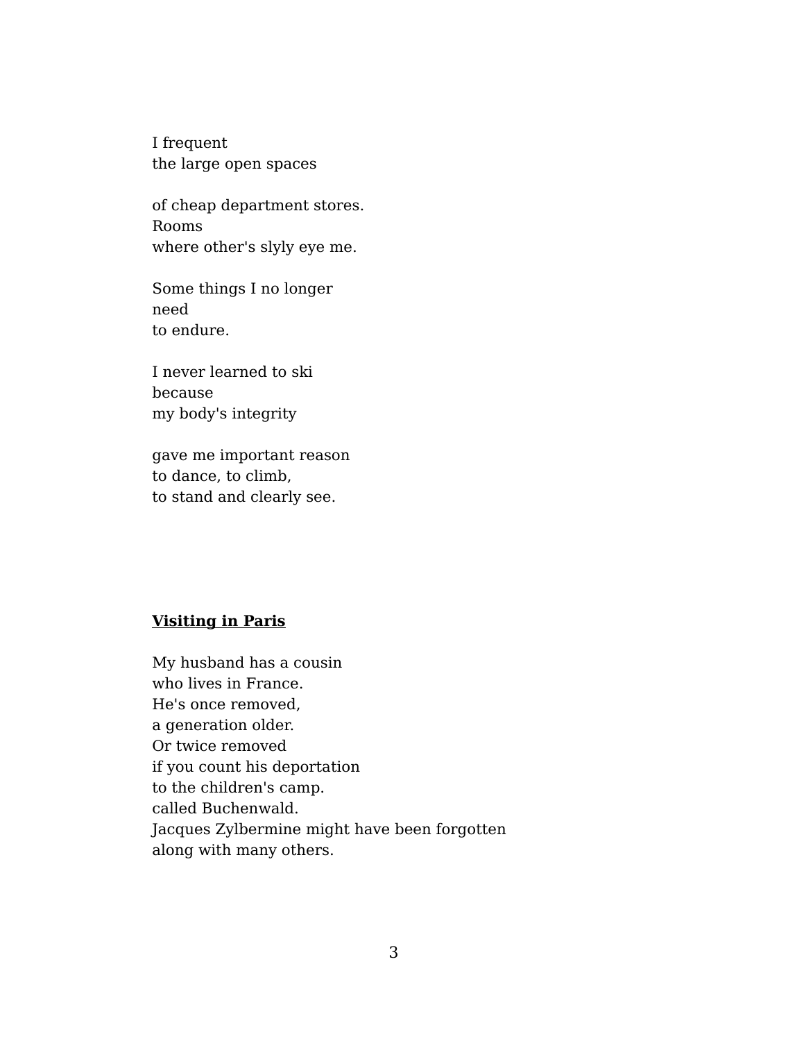I frequent  
the large open spaces

of cheap department stores.  
Rooms  
where other's slyly eye me.

Some things I no longer  
need  
to endure.

I never learned to ski  
because  
my body's integrity

gave me important reason  
to dance, to climb,  
to stand and clearly see.

## **<u>Visiting in Paris</u>**

My husband has a cousin  
who lives in France.  
He's once removed,  
a generation older.  
Or twice removed  
if you count his deportation  
to the children's camp.  
called Buchenwald.  
Jacques Zylbermine might have been forgotten  
along with many others.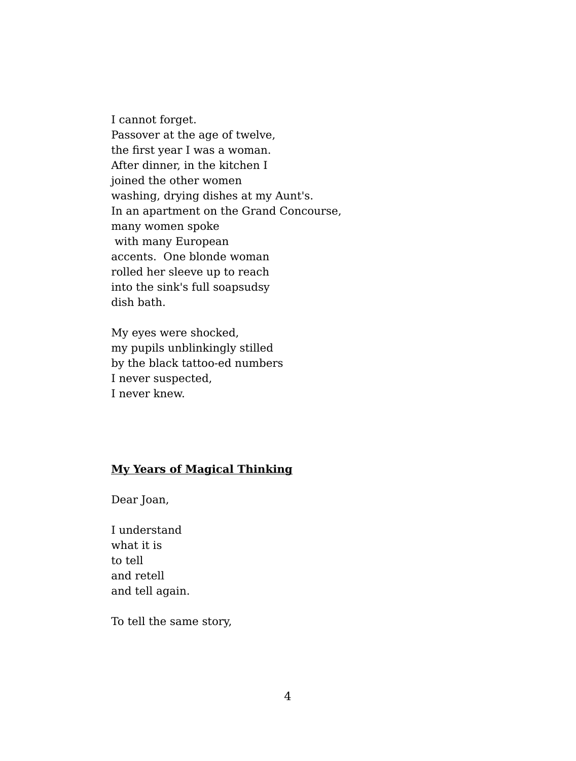I cannot forget.  
Passover at the age of twelve,  
the first year I was a woman.  
After dinner, in the kitchen I  
joined the other women  
washing, drying dishes at my Aunt's.  
In an apartment on the Grand Concourse,  
many women spoke  
 with many European  
accents.  One blonde woman  
rolled her sleeve up to reach  
into the sink's full soapsudsy  
dish bath.

My eyes were shocked,  
my pupils unblinkingly stilled  
by the black tattoo-ed numbers  
I never suspected,  
I never knew.

**<u>My Years of Magical Thinking</u>**

Dear Joan,

I understand  
what it is  
to tell  
and retell  
and tell again.

To tell the same story,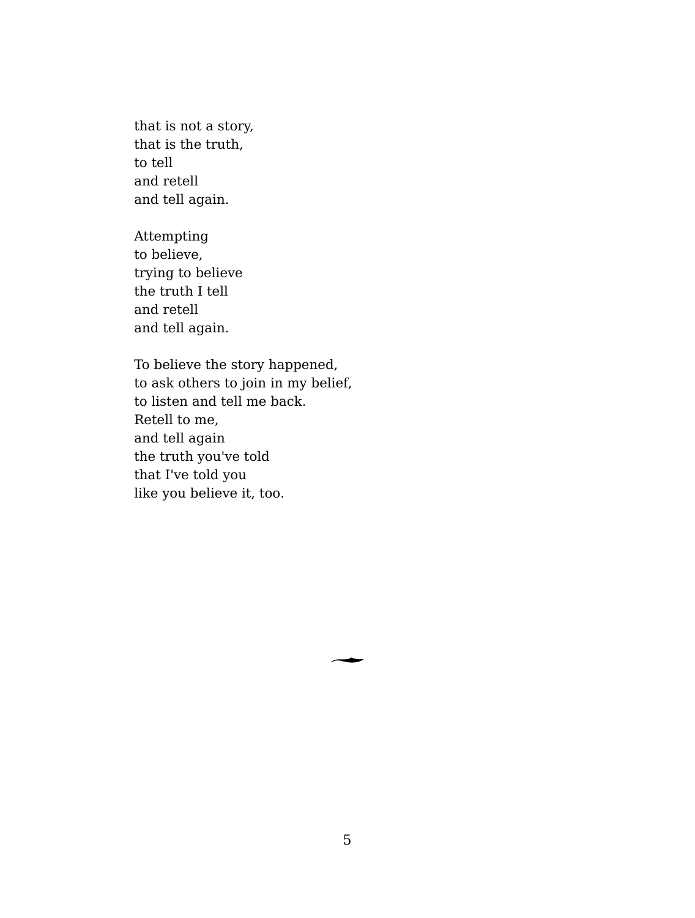that is not a story,  
that is the truth,  
to tell  
and retell  
and tell again.

Attempting  
to believe,  
trying to believe  
the truth I tell  
and retell  
and tell again.

To believe the story happened,  
to ask others to join in my belief,  
to listen and tell me back.  
Retell to me,  
and tell again  
the truth you've told  
that I've told you  
like you believe it, too.